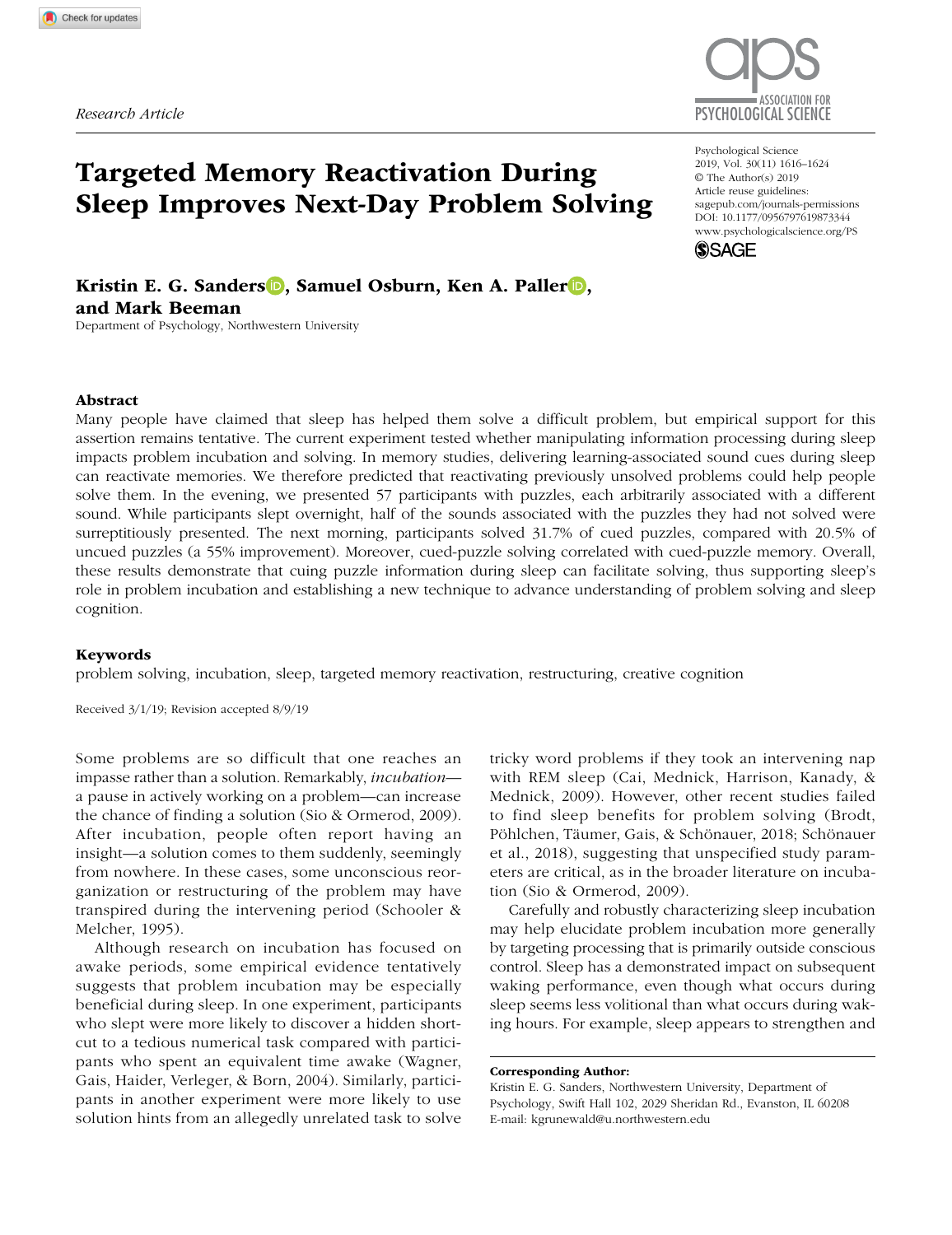Research Article

# Targeted Memory Reactivation During Sleep Improves Next-Day Problem Solving

**Kristin E. G. Sanders, Samuel Osburn, Ken A. Paller, and Mark Beeman**

Department of Psychology, Northwestern University

Psychological Science
2019, Vol. 30(11) 1616–1624
© The Author(s) 2019
Article reuse guidelines:
sagepub.com/journals-permissions
DOI: 10.1177/0956797619873344
www.psychologicalscience.org/PS

## Abstract

Many people have claimed that sleep has helped them solve a difficult problem, but empirical support for this assertion remains tentative. The current experiment tested whether manipulating information processing during sleep impacts problem incubation and solving. In memory studies, delivering learning-associated sound cues during sleep can reactivate memories. We therefore predicted that reactivating previously unsolved problems could help people solve them. In the evening, we presented 57 participants with puzzles, each arbitrarily associated with a different sound. While participants slept overnight, half of the sounds associated with the puzzles they had not solved were surreptitiously presented. The next morning, participants solved 31.7% of cued puzzles, compared with 20.5% of uncued puzzles (a 55% improvement). Moreover, cued-puzzle solving correlated with cued-puzzle memory. Overall, these results demonstrate that cuing puzzle information during sleep can facilitate solving, thus supporting sleep's role in problem incubation and establishing a new technique to advance understanding of problem solving and sleep cognition.

### Keywords

problem solving, incubation, sleep, targeted memory reactivation, restructuring, creative cognition

Received 3/1/19; Revision accepted 8/9/19

Some problems are so difficult that one reaches an impasse rather than a solution. Remarkably, *incubation*—a pause in actively working on a problem—can increase the chance of finding a solution (Sio & Ormerod, 2009). After incubation, people often report having an insight—a solution comes to them suddenly, seemingly from nowhere. In these cases, some unconscious reorganization or restructuring of the problem may have transpired during the intervening period (Schooler & Melcher, 1995).

Although research on incubation has focused on awake periods, some empirical evidence tentatively suggests that problem incubation may be especially beneficial during sleep. In one experiment, participants who slept were more likely to discover a hidden shortcut to a tedious numerical task compared with participants who spent an equivalent time awake (Wagner, Gais, Haider, Verleger, & Born, 2004). Similarly, participants in another experiment were more likely to use solution hints from an allegedly unrelated task to solve tricky word problems if they took an intervening nap with REM sleep (Cai, Mednick, Harrison, Kanady, & Mednick, 2009). However, other recent studies failed to find sleep benefits for problem solving (Brodt, Pöhlchen, Täumer, Gais, & Schönauer, 2018; Schönauer et al., 2018), suggesting that unspecified study parameters are critical, as in the broader literature on incubation (Sio & Ormerod, 2009).

Carefully and robustly characterizing sleep incubation may help elucidate problem incubation more generally by targeting processing that is primarily outside conscious control. Sleep has a demonstrated impact on subsequent waking performance, even though what occurs during sleep seems less volitional than what occurs during waking hours. For example, sleep appears to strengthen and

**Corresponding Author:**
Kristin E. G. Sanders, Northwestern University, Department of Psychology, Swift Hall 102, 2029 Sheridan Rd., Evanston, IL 60208
E-mail: kgrunewald@u.northwestern.edu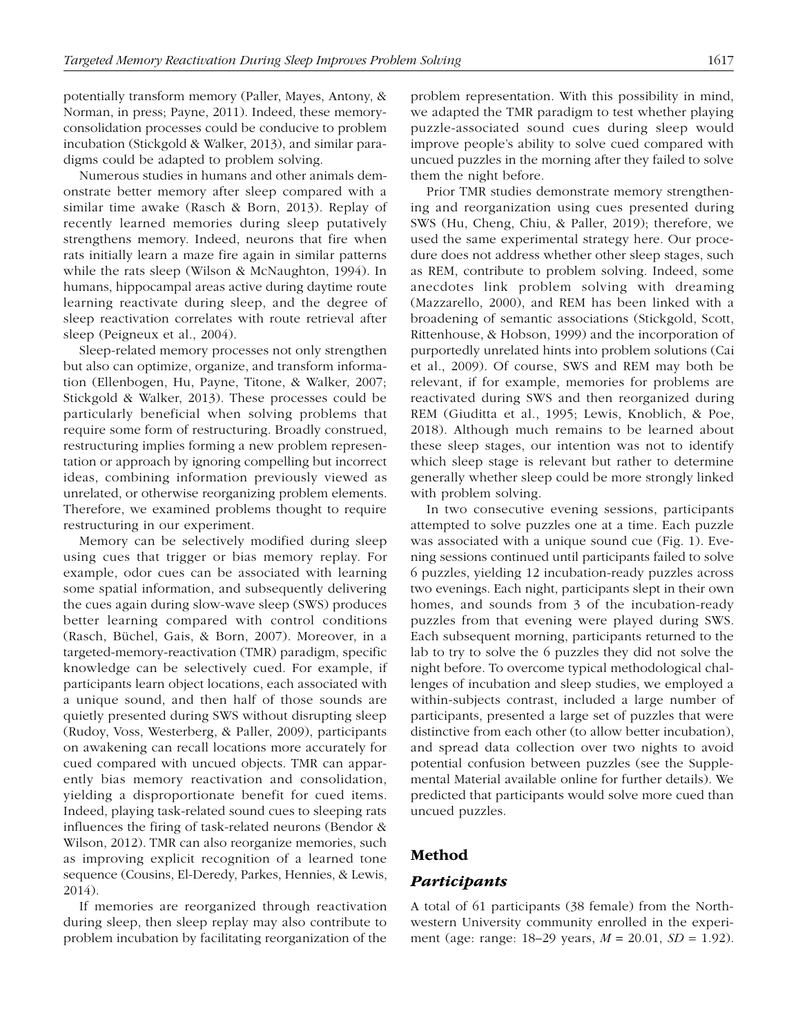potentially transform memory (Paller, Mayes, Antony, & Norman, in press; Payne, 2011). Indeed, these memory-consolidation processes could be conducive to problem incubation (Stickgold & Walker, 2013), and similar paradigms could be adapted to problem solving.

Numerous studies in humans and other animals demonstrate better memory after sleep compared with a similar time awake (Rasch & Born, 2013). Replay of recently learned memories during sleep putatively strengthens memory. Indeed, neurons that fire when rats initially learn a maze fire again in similar patterns while the rats sleep (Wilson & McNaughton, 1994). In humans, hippocampal areas active during daytime route learning reactivate during sleep, and the degree of sleep reactivation correlates with route retrieval after sleep (Peigneux et al., 2004).

Sleep-related memory processes not only strengthen but also can optimize, organize, and transform information (Ellenbogen, Hu, Payne, Titone, & Walker, 2007; Stickgold & Walker, 2013). These processes could be particularly beneficial when solving problems that require some form of restructuring. Broadly construed, restructuring implies forming a new problem representation or approach by ignoring compelling but incorrect ideas, combining information previously viewed as unrelated, or otherwise reorganizing problem elements. Therefore, we examined problems thought to require restructuring in our experiment.

Memory can be selectively modified during sleep using cues that trigger or bias memory replay. For example, odor cues can be associated with learning some spatial information, and subsequently delivering the cues again during slow-wave sleep (SWS) produces better learning compared with control conditions (Rasch, Büchel, Gais, & Born, 2007). Moreover, in a targeted-memory-reactivation (TMR) paradigm, specific knowledge can be selectively cued. For example, if participants learn object locations, each associated with a unique sound, and then half of those sounds are quietly presented during SWS without disrupting sleep (Rudoy, Voss, Westerberg, & Paller, 2009), participants on awakening can recall locations more accurately for cued compared with uncued objects. TMR can apparently bias memory reactivation and consolidation, yielding a disproportionate benefit for cued items. Indeed, playing task-related sound cues to sleeping rats influences the firing of task-related neurons (Bendor & Wilson, 2012). TMR can also reorganize memories, such as improving explicit recognition of a learned tone sequence (Cousins, El-Deredy, Parkes, Hennies, & Lewis, 2014).

If memories are reorganized through reactivation during sleep, then sleep replay may also contribute to problem incubation by facilitating reorganization of the problem representation. With this possibility in mind, we adapted the TMR paradigm to test whether playing puzzle-associated sound cues during sleep would improve people's ability to solve cued compared with uncued puzzles in the morning after they failed to solve them the night before.

Prior TMR studies demonstrate memory strengthening and reorganization using cues presented during SWS (Hu, Cheng, Chiu, & Paller, 2019); therefore, we used the same experimental strategy here. Our procedure does not address whether other sleep stages, such as REM, contribute to problem solving. Indeed, some anecdotes link problem solving with dreaming (Mazzarello, 2000), and REM has been linked with a broadening of semantic associations (Stickgold, Scott, Rittenhouse, & Hobson, 1999) and the incorporation of purportedly unrelated hints into problem solutions (Cai et al., 2009). Of course, SWS and REM may both be relevant, if for example, memories for problems are reactivated during SWS and then reorganized during REM (Giuditta et al., 1995; Lewis, Knoblich, & Poe, 2018). Although much remains to be learned about these sleep stages, our intention was not to identify which sleep stage is relevant but rather to determine generally whether sleep could be more strongly linked with problem solving.

In two consecutive evening sessions, participants attempted to solve puzzles one at a time. Each puzzle was associated with a unique sound cue (Fig. 1). Evening sessions continued until participants failed to solve 6 puzzles, yielding 12 incubation-ready puzzles across two evenings. Each night, participants slept in their own homes, and sounds from 3 of the incubation-ready puzzles from that evening were played during SWS. Each subsequent morning, participants returned to the lab to try to solve the 6 puzzles they did not solve the night before. To overcome typical methodological challenges of incubation and sleep studies, we employed a within-subjects contrast, included a large number of participants, presented a large set of puzzles that were distinctive from each other (to allow better incubation), and spread data collection over two nights to avoid potential confusion between puzzles (see the Supplemental Material available online for further details). We predicted that participants would solve more cued than uncued puzzles.

## Method

### *Participants*

A total of 61 participants (38 female) from the Northwestern University community enrolled in the experiment (age: range: 18–29 years, $M$ = 20.01, $SD$ = 1.92).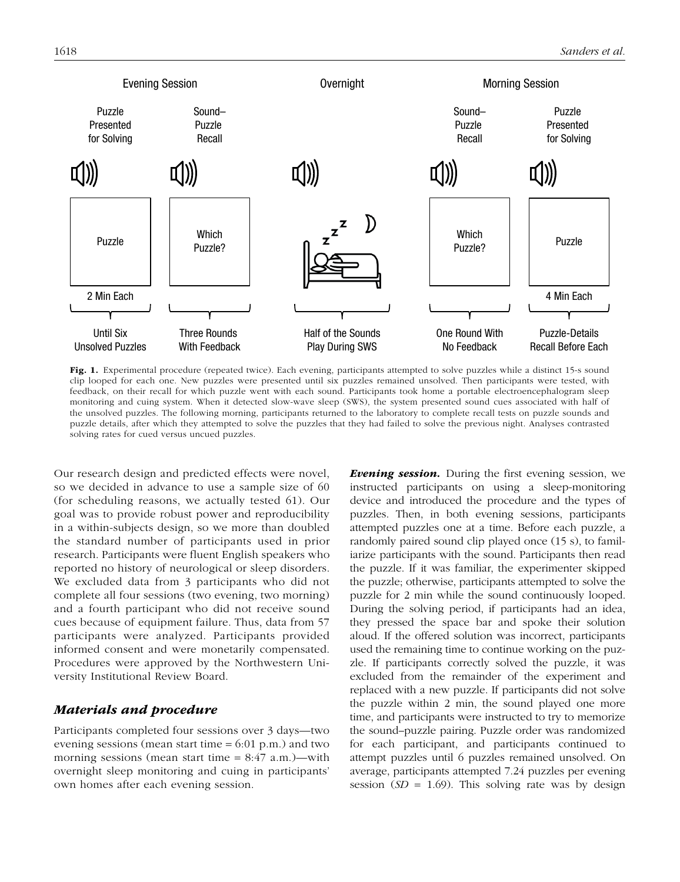Evening Session | Overnight | Morning Session

| Puzzle Presented for Solving | Sound–Puzzle Recall | | Sound–Puzzle Recall | Puzzle Presented for Solving |
|---|---|---|---|---|
| Puzzle | Which Puzzle? | (sleep) | Which Puzzle? | Puzzle |
| 2 Min Each | | | | 4 Min Each |
| Until Six Unsolved Puzzles | Three Rounds With Feedback | Half of the Sounds Play During SWS | One Round With No Feedback | Puzzle-Details Recall Before Each |

**Fig. 1.** Experimental procedure (repeated twice). Each evening, participants attempted to solve puzzles while a distinct 15-s sound clip looped for each one. New puzzles were presented until six puzzles remained unsolved. Then participants were tested, with feedback, on their recall for which puzzle went with each sound. Participants took home a portable electroencephalogram sleep monitoring and cuing system. When it detected slow-wave sleep (SWS), the system presented sound cues associated with half of the unsolved puzzles. The following morning, participants returned to the laboratory to complete recall tests on puzzle sounds and puzzle details, after which they attempted to solve the puzzles that they had failed to solve the previous night. Analyses contrasted solving rates for cued versus uncued puzzles.

Our research design and predicted effects were novel, so we decided in advance to use a sample size of 60 (for scheduling reasons, we actually tested 61). Our goal was to provide robust power and reproducibility in a within-subjects design, so we more than doubled the standard number of participants used in prior research. Participants were fluent English speakers who reported no history of neurological or sleep disorders. We excluded data from 3 participants who did not complete all four sessions (two evening, two morning) and a fourth participant who did not receive sound cues because of equipment failure. Thus, data from 57 participants were analyzed. Participants provided informed consent and were monetarily compensated. Procedures were approved by the Northwestern University Institutional Review Board.

## *Materials and procedure*

Participants completed four sessions over 3 days—two evening sessions (mean start time = 6:01 p.m.) and two morning sessions (mean start time = 8:47 a.m.)—with overnight sleep monitoring and cuing in participants' own homes after each evening session.

***Evening session.*** During the first evening session, we instructed participants on using a sleep-monitoring device and introduced the procedure and the types of puzzles. Then, in both evening sessions, participants attempted puzzles one at a time. Before each puzzle, a randomly paired sound clip played once (15 s), to familiarize participants with the sound. Participants then read the puzzle. If it was familiar, the experimenter skipped the puzzle; otherwise, participants attempted to solve the puzzle for 2 min while the sound continuously looped. During the solving period, if participants had an idea, they pressed the space bar and spoke their solution aloud. If the offered solution was incorrect, participants used the remaining time to continue working on the puzzle. If participants correctly solved the puzzle, it was excluded from the remainder of the experiment and replaced with a new puzzle. If participants did not solve the puzzle within 2 min, the sound played one more time, and participants were instructed to try to memorize the sound–puzzle pairing. Puzzle order was randomized for each participant, and participants continued to attempt puzzles until 6 puzzles remained unsolved. On average, participants attempted 7.24 puzzles per evening session (*SD* = 1.69). This solving rate was by design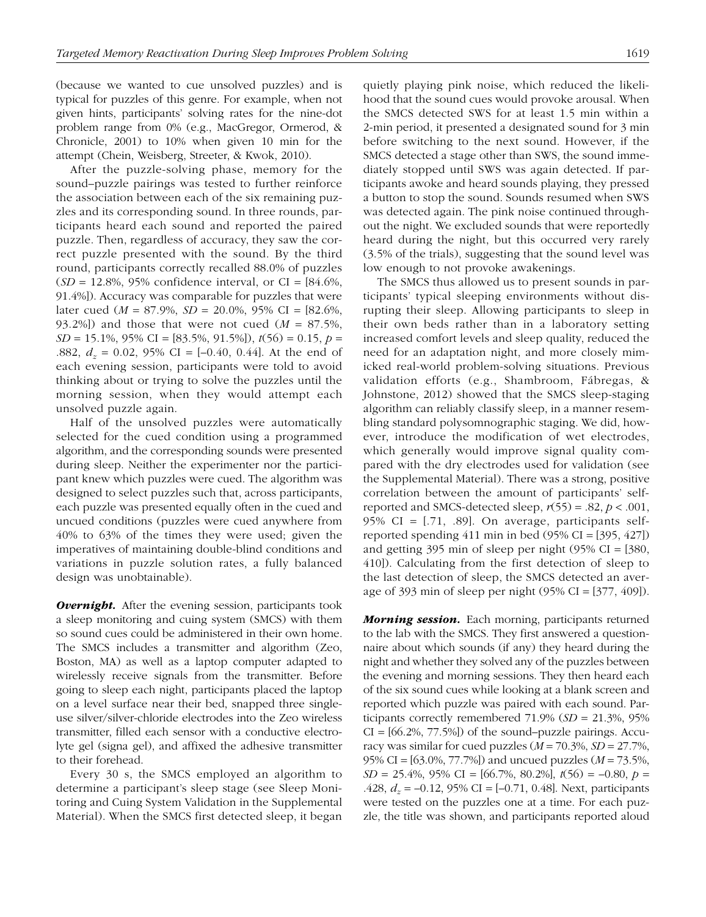(because we wanted to cue unsolved puzzles) and is typical for puzzles of this genre. For example, when not given hints, participants' solving rates for the nine-dot problem range from 0% (e.g., MacGregor, Ormerod, & Chronicle, 2001) to 10% when given 10 min for the attempt (Chein, Weisberg, Streeter, & Kwok, 2010).

After the puzzle-solving phase, memory for the sound–puzzle pairings was tested to further reinforce the association between each of the six remaining puzzles and its corresponding sound. In three rounds, participants heard each sound and reported the paired puzzle. Then, regardless of accuracy, they saw the correct puzzle presented with the sound. By the third round, participants correctly recalled 88.0% of puzzles (*SD* = 12.8%, 95% confidence interval, or CI = [84.6%, 91.4%]). Accuracy was comparable for puzzles that were later cued (*M* = 87.9%, *SD* = 20.0%, 95% CI = [82.6%, 93.2%]) and those that were not cued (*M* = 87.5%, *SD* = 15.1%, 95% CI = [83.5%, 91.5%]), $t(56) = 0.15$, $p = .882$, $d_z = 0.02$, 95% CI = [–0.40, 0.44]. At the end of each evening session, participants were told to avoid thinking about or trying to solve the puzzles until the morning session, when they would attempt each unsolved puzzle again.

Half of the unsolved puzzles were automatically selected for the cued condition using a programmed algorithm, and the corresponding sounds were presented during sleep. Neither the experimenter nor the participant knew which puzzles were cued. The algorithm was designed to select puzzles such that, across participants, each puzzle was presented equally often in the cued and uncued conditions (puzzles were cued anywhere from 40% to 63% of the times they were used; given the imperatives of maintaining double-blind conditions and variations in puzzle solution rates, a fully balanced design was unobtainable).

***Overnight.*** After the evening session, participants took a sleep monitoring and cuing system (SMCS) with them so sound cues could be administered in their own home. The SMCS includes a transmitter and algorithm (Zeo, Boston, MA) as well as a laptop computer adapted to wirelessly receive signals from the transmitter. Before going to sleep each night, participants placed the laptop on a level surface near their bed, snapped three single-use silver/silver-chloride electrodes into the Zeo wireless transmitter, filled each sensor with a conductive electrolyte gel (signa gel), and affixed the adhesive transmitter to their forehead.

Every 30 s, the SMCS employed an algorithm to determine a participant's sleep stage (see Sleep Monitoring and Cuing System Validation in the Supplemental Material). When the SMCS first detected sleep, it began quietly playing pink noise, which reduced the likelihood that the sound cues would provoke arousal. When the SMCS detected SWS for at least 1.5 min within a 2-min period, it presented a designated sound for 3 min before switching to the next sound. However, if the SMCS detected a stage other than SWS, the sound immediately stopped until SWS was again detected. If participants awoke and heard sounds playing, they pressed a button to stop the sound. Sounds resumed when SWS was detected again. The pink noise continued throughout the night. We excluded sounds that were reportedly heard during the night, but this occurred very rarely (3.5% of the trials), suggesting that the sound level was low enough to not provoke awakenings.

The SMCS thus allowed us to present sounds in participants' typical sleeping environments without disrupting their sleep. Allowing participants to sleep in their own beds rather than in a laboratory setting increased comfort levels and sleep quality, reduced the need for an adaptation night, and more closely mimicked real-world problem-solving situations. Previous validation efforts (e.g., Shambroom, Fábregas, & Johnstone, 2012) showed that the SMCS sleep-staging algorithm can reliably classify sleep, in a manner resembling standard polysomnographic staging. We did, however, introduce the modification of wet electrodes, which generally would improve signal quality compared with the dry electrodes used for validation (see the Supplemental Material). There was a strong, positive correlation between the amount of participants' self-reported and SMCS-detected sleep, $r(55) = .82$, $p < .001$, 95% CI = [.71, .89]. On average, participants self-reported spending 411 min in bed (95% CI = [395, 427]) and getting 395 min of sleep per night (95% CI = [380, 410]). Calculating from the first detection of sleep to the last detection of sleep, the SMCS detected an average of 393 min of sleep per night (95% CI = [377, 409]).

***Morning session.*** Each morning, participants returned to the lab with the SMCS. They first answered a questionnaire about which sounds (if any) they heard during the night and whether they solved any of the puzzles between the evening and morning sessions. They then heard each of the six sound cues while looking at a blank screen and reported which puzzle was paired with each sound. Participants correctly remembered 71.9% (*SD* = 21.3%, 95% CI = [66.2%, 77.5%]) of the sound–puzzle pairings. Accuracy was similar for cued puzzles (*M* = 70.3%, *SD* = 27.7%, 95% CI = [63.0%, 77.7%]) and uncued puzzles (*M* = 73.5%, *SD* = 25.4%, 95% CI = [66.7%, 80.2%], $t(56) = -0.80$, $p = .428$, $d_z = -0.12$, 95% CI = [–0.71, 0.48]. Next, participants were tested on the puzzles one at a time. For each puzzle, the title was shown, and participants reported aloud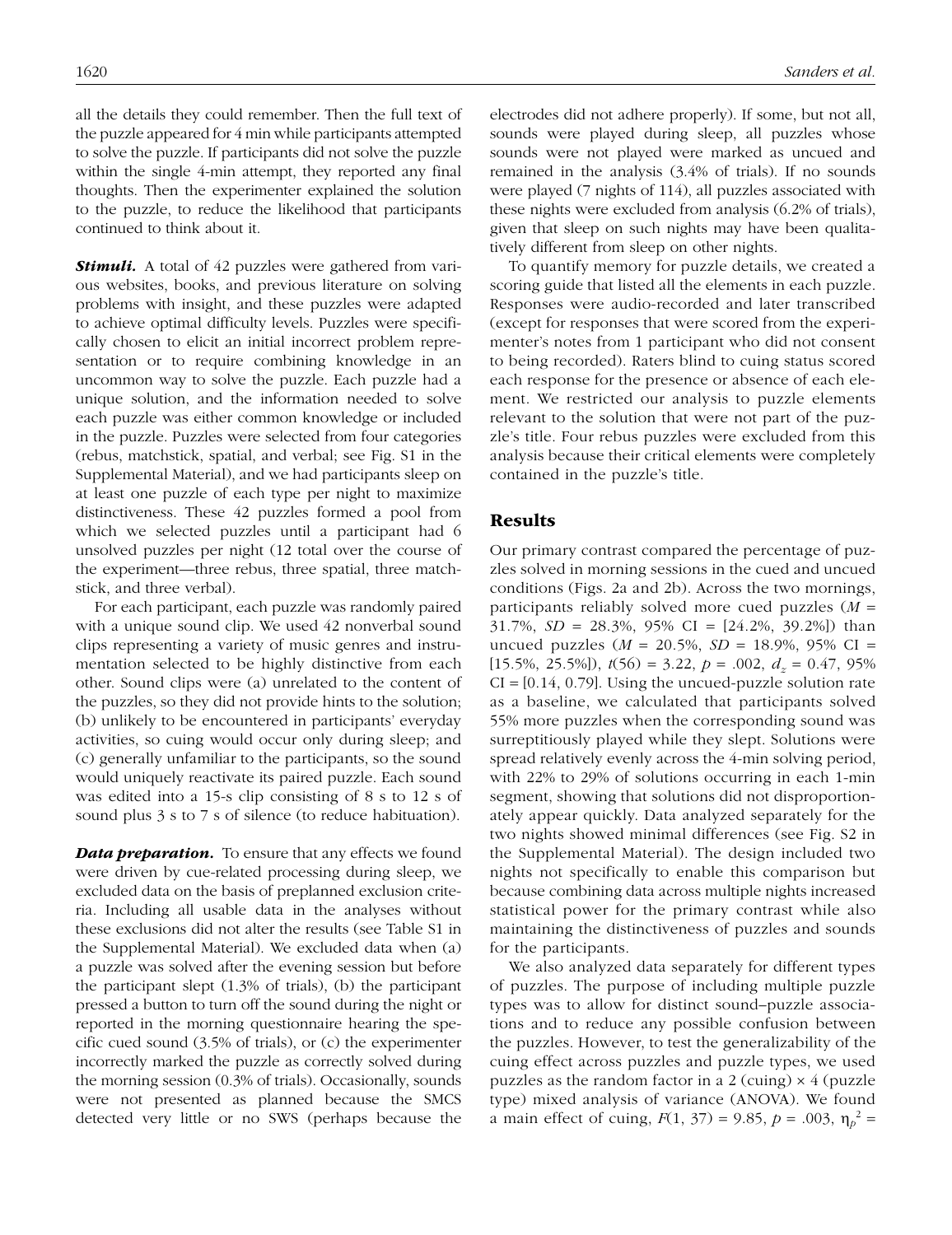all the details they could remember. Then the full text of the puzzle appeared for 4 min while participants attempted to solve the puzzle. If participants did not solve the puzzle within the single 4-min attempt, they reported any final thoughts. Then the experimenter explained the solution to the puzzle, to reduce the likelihood that participants continued to think about it.

***Stimuli.*** A total of 42 puzzles were gathered from various websites, books, and previous literature on solving problems with insight, and these puzzles were adapted to achieve optimal difficulty levels. Puzzles were specifically chosen to elicit an initial incorrect problem representation or to require combining knowledge in an uncommon way to solve the puzzle. Each puzzle had a unique solution, and the information needed to solve each puzzle was either common knowledge or included in the puzzle. Puzzles were selected from four categories (rebus, matchstick, spatial, and verbal; see Fig. S1 in the Supplemental Material), and we had participants sleep on at least one puzzle of each type per night to maximize distinctiveness. These 42 puzzles formed a pool from which we selected puzzles until a participant had 6 unsolved puzzles per night (12 total over the course of the experiment—three rebus, three spatial, three matchstick, and three verbal).

For each participant, each puzzle was randomly paired with a unique sound clip. We used 42 nonverbal sound clips representing a variety of music genres and instrumentation selected to be highly distinctive from each other. Sound clips were (a) unrelated to the content of the puzzles, so they did not provide hints to the solution; (b) unlikely to be encountered in participants' everyday activities, so cuing would occur only during sleep; and (c) generally unfamiliar to the participants, so the sound would uniquely reactivate its paired puzzle. Each sound was edited into a 15-s clip consisting of 8 s to 12 s of sound plus 3 s to 7 s of silence (to reduce habituation).

***Data preparation.*** To ensure that any effects we found were driven by cue-related processing during sleep, we excluded data on the basis of preplanned exclusion criteria. Including all usable data in the analyses without these exclusions did not alter the results (see Table S1 in the Supplemental Material). We excluded data when (a) a puzzle was solved after the evening session but before the participant slept (1.3% of trials), (b) the participant pressed a button to turn off the sound during the night or reported in the morning questionnaire hearing the specific cued sound (3.5% of trials), or (c) the experimenter incorrectly marked the puzzle as correctly solved during the morning session (0.3% of trials). Occasionally, sounds were not presented as planned because the SMCS detected very little or no SWS (perhaps because the electrodes did not adhere properly). If some, but not all, sounds were played during sleep, all puzzles whose sounds were not played were marked as uncued and remained in the analysis (3.4% of trials). If no sounds were played (7 nights of 114), all puzzles associated with these nights were excluded from analysis (6.2% of trials), given that sleep on such nights may have been qualitatively different from sleep on other nights.

To quantify memory for puzzle details, we created a scoring guide that listed all the elements in each puzzle. Responses were audio-recorded and later transcribed (except for responses that were scored from the experimenter's notes from 1 participant who did not consent to being recorded). Raters blind to cuing status scored each response for the presence or absence of each element. We restricted our analysis to puzzle elements relevant to the solution that were not part of the puzzle's title. Four rebus puzzles were excluded from this analysis because their critical elements were completely contained in the puzzle's title.

## Results

Our primary contrast compared the percentage of puzzles solved in morning sessions in the cued and uncued conditions (Figs. 2a and 2b). Across the two mornings, participants reliably solved more cued puzzles ($M$ = 31.7%, $SD$ = 28.3%, 95% CI = [24.2%, 39.2%]) than uncued puzzles ($M$ = 20.5%, $SD$ = 18.9%, 95% CI = [15.5%, 25.5%]), $t(56) = 3.22$, $p = .002$, $d_z = 0.47$, 95% CI = [0.14, 0.79]. Using the uncued-puzzle solution rate as a baseline, we calculated that participants solved 55% more puzzles when the corresponding sound was surreptitiously played while they slept. Solutions were spread relatively evenly across the 4-min solving period, with 22% to 29% of solutions occurring in each 1-min segment, showing that solutions did not disproportionately appear quickly. Data analyzed separately for the two nights showed minimal differences (see Fig. S2 in the Supplemental Material). The design included two nights not specifically to enable this comparison but because combining data across multiple nights increased statistical power for the primary contrast while also maintaining the distinctiveness of puzzles and sounds for the participants.

We also analyzed data separately for different types of puzzles. The purpose of including multiple puzzle types was to allow for distinct sound–puzzle associations and to reduce any possible confusion between the puzzles. However, to test the generalizability of the cuing effect across puzzles and puzzle types, we used puzzles as the random factor in a 2 (cuing) × 4 (puzzle type) mixed analysis of variance (ANOVA). We found a main effect of cuing, $F(1, 37) = 9.85$, $p = .003$, $\eta_p^2$ =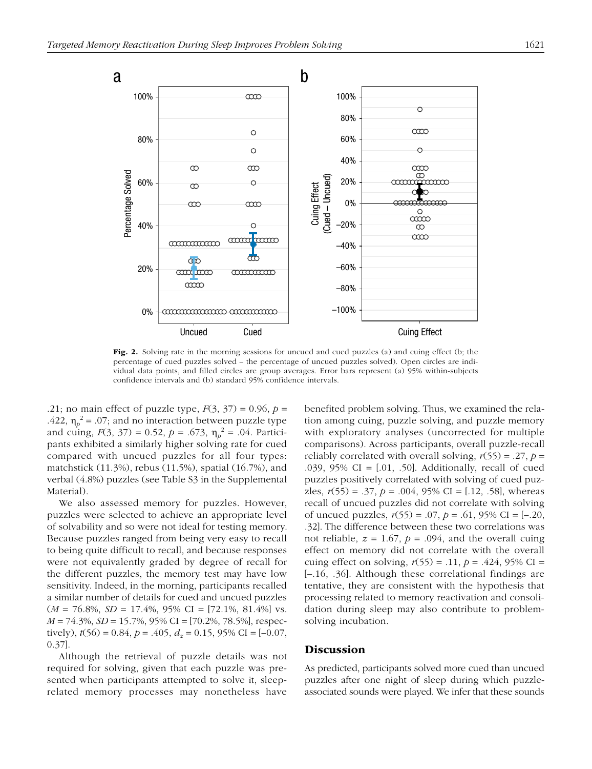Fig. 2. Solving rate in the morning sessions for uncued and cued puzzles (a) and cuing effect (b; the percentage of cued puzzles solved – the percentage of uncued puzzles solved). Open circles are individual data points, and filled circles are group averages. Error bars represent (a) 95% within-subjects confidence intervals and (b) standard 95% confidence intervals.

.21; no main effect of puzzle type, $F(3, 37) = 0.96$, $p = .422$, $\eta_p^2 = .07$; and no interaction between puzzle type and cuing, $F(3, 37) = 0.52$, $p = .673$, $\eta_p^2 = .04$. Participants exhibited a similarly higher solving rate for cued compared with uncued puzzles for all four types: matchstick (11.3%), rebus (11.5%), spatial (16.7%), and verbal (4.8%) puzzles (see Table S3 in the Supplemental Material).

We also assessed memory for puzzles. However, puzzles were selected to achieve an appropriate level of solvability and so were not ideal for testing memory. Because puzzles ranged from being very easy to recall to being quite difficult to recall, and because responses were not equivalently graded by degree of recall for the different puzzles, the memory test may have low sensitivity. Indeed, in the morning, participants recalled a similar number of details for cued and uncued puzzles ($M$ = 76.8%, $SD$ = 17.4%, 95% CI = [72.1%, 81.4%] vs. $M$ = 74.3%, $SD$ = 15.7%, 95% CI = [70.2%, 78.5%], respectively), $t(56) = 0.84$, $p = .405$, $d_z = 0.15$, 95% CI = [–0.07, 0.37].

Although the retrieval of puzzle details was not required for solving, given that each puzzle was presented when participants attempted to solve it, sleep-related memory processes may nonetheless have benefited problem solving. Thus, we examined the relation among cuing, puzzle solving, and puzzle memory with exploratory analyses (uncorrected for multiple comparisons). Across participants, overall puzzle-recall reliably correlated with overall solving, $r(55) = .27$, $p = .039$, 95% CI = [.01, .50]. Additionally, recall of cued puzzles positively correlated with solving of cued puzzles, $r(55) = .37$, $p = .004$, 95% CI = [.12, .58], whereas recall of uncued puzzles did not correlate with solving of uncued puzzles, $r(55) = .07$, $p = .61$, 95% CI = [–.20, .32]. The difference between these two correlations was not reliable, $z = 1.67$, $p = .094$, and the overall cuing effect on memory did not correlate with the overall cuing effect on solving, $r(55) = .11$, $p = .424$, 95% CI = [–.16, .36]. Although these correlational findings are tentative, they are consistent with the hypothesis that processing related to memory reactivation and consolidation during sleep may also contribute to problem-solving incubation.

## Discussion

As predicted, participants solved more cued than uncued puzzles after one night of sleep during which puzzle-associated sounds were played. We infer that these sounds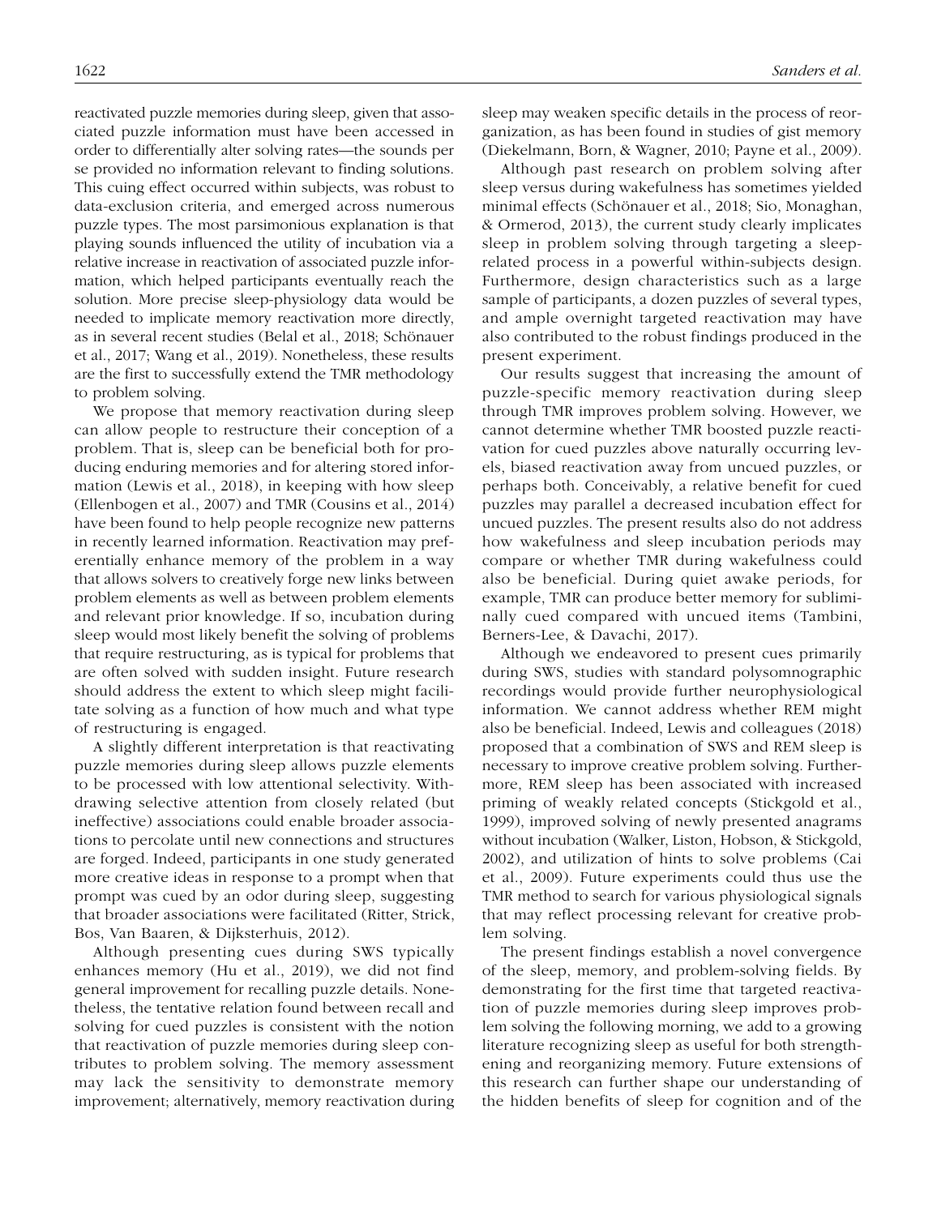reactivated puzzle memories during sleep, given that associated puzzle information must have been accessed in order to differentially alter solving rates—the sounds per se provided no information relevant to finding solutions. This cuing effect occurred within subjects, was robust to data-exclusion criteria, and emerged across numerous puzzle types. The most parsimonious explanation is that playing sounds influenced the utility of incubation via a relative increase in reactivation of associated puzzle information, which helped participants eventually reach the solution. More precise sleep-physiology data would be needed to implicate memory reactivation more directly, as in several recent studies (Belal et al., 2018; Schönauer et al., 2017; Wang et al., 2019). Nonetheless, these results are the first to successfully extend the TMR methodology to problem solving.

We propose that memory reactivation during sleep can allow people to restructure their conception of a problem. That is, sleep can be beneficial both for producing enduring memories and for altering stored information (Lewis et al., 2018), in keeping with how sleep (Ellenbogen et al., 2007) and TMR (Cousins et al., 2014) have been found to help people recognize new patterns in recently learned information. Reactivation may preferentially enhance memory of the problem in a way that allows solvers to creatively forge new links between problem elements as well as between problem elements and relevant prior knowledge. If so, incubation during sleep would most likely benefit the solving of problems that require restructuring, as is typical for problems that are often solved with sudden insight. Future research should address the extent to which sleep might facilitate solving as a function of how much and what type of restructuring is engaged.

A slightly different interpretation is that reactivating puzzle memories during sleep allows puzzle elements to be processed with low attentional selectivity. Withdrawing selective attention from closely related (but ineffective) associations could enable broader associations to percolate until new connections and structures are forged. Indeed, participants in one study generated more creative ideas in response to a prompt when that prompt was cued by an odor during sleep, suggesting that broader associations were facilitated (Ritter, Strick, Bos, Van Baaren, & Dijksterhuis, 2012).

Although presenting cues during SWS typically enhances memory (Hu et al., 2019), we did not find general improvement for recalling puzzle details. Nonetheless, the tentative relation found between recall and solving for cued puzzles is consistent with the notion that reactivation of puzzle memories during sleep contributes to problem solving. The memory assessment may lack the sensitivity to demonstrate memory improvement; alternatively, memory reactivation during sleep may weaken specific details in the process of reorganization, as has been found in studies of gist memory (Diekelmann, Born, & Wagner, 2010; Payne et al., 2009).

Although past research on problem solving after sleep versus during wakefulness has sometimes yielded minimal effects (Schönauer et al., 2018; Sio, Monaghan, & Ormerod, 2013), the current study clearly implicates sleep in problem solving through targeting a sleep-related process in a powerful within-subjects design. Furthermore, design characteristics such as a large sample of participants, a dozen puzzles of several types, and ample overnight targeted reactivation may have also contributed to the robust findings produced in the present experiment.

Our results suggest that increasing the amount of puzzle-specific memory reactivation during sleep through TMR improves problem solving. However, we cannot determine whether TMR boosted puzzle reactivation for cued puzzles above naturally occurring levels, biased reactivation away from uncued puzzles, or perhaps both. Conceivably, a relative benefit for cued puzzles may parallel a decreased incubation effect for uncued puzzles. The present results also do not address how wakefulness and sleep incubation periods may compare or whether TMR during wakefulness could also be beneficial. During quiet awake periods, for example, TMR can produce better memory for subliminally cued compared with uncued items (Tambini, Berners-Lee, & Davachi, 2017).

Although we endeavored to present cues primarily during SWS, studies with standard polysomnographic recordings would provide further neurophysiological information. We cannot address whether REM might also be beneficial. Indeed, Lewis and colleagues (2018) proposed that a combination of SWS and REM sleep is necessary to improve creative problem solving. Furthermore, REM sleep has been associated with increased priming of weakly related concepts (Stickgold et al., 1999), improved solving of newly presented anagrams without incubation (Walker, Liston, Hobson, & Stickgold, 2002), and utilization of hints to solve problems (Cai et al., 2009). Future experiments could thus use the TMR method to search for various physiological signals that may reflect processing relevant for creative problem solving.

The present findings establish a novel convergence of the sleep, memory, and problem-solving fields. By demonstrating for the first time that targeted reactivation of puzzle memories during sleep improves problem solving the following morning, we add to a growing literature recognizing sleep as useful for both strengthening and reorganizing memory. Future extensions of this research can further shape our understanding of the hidden benefits of sleep for cognition and of the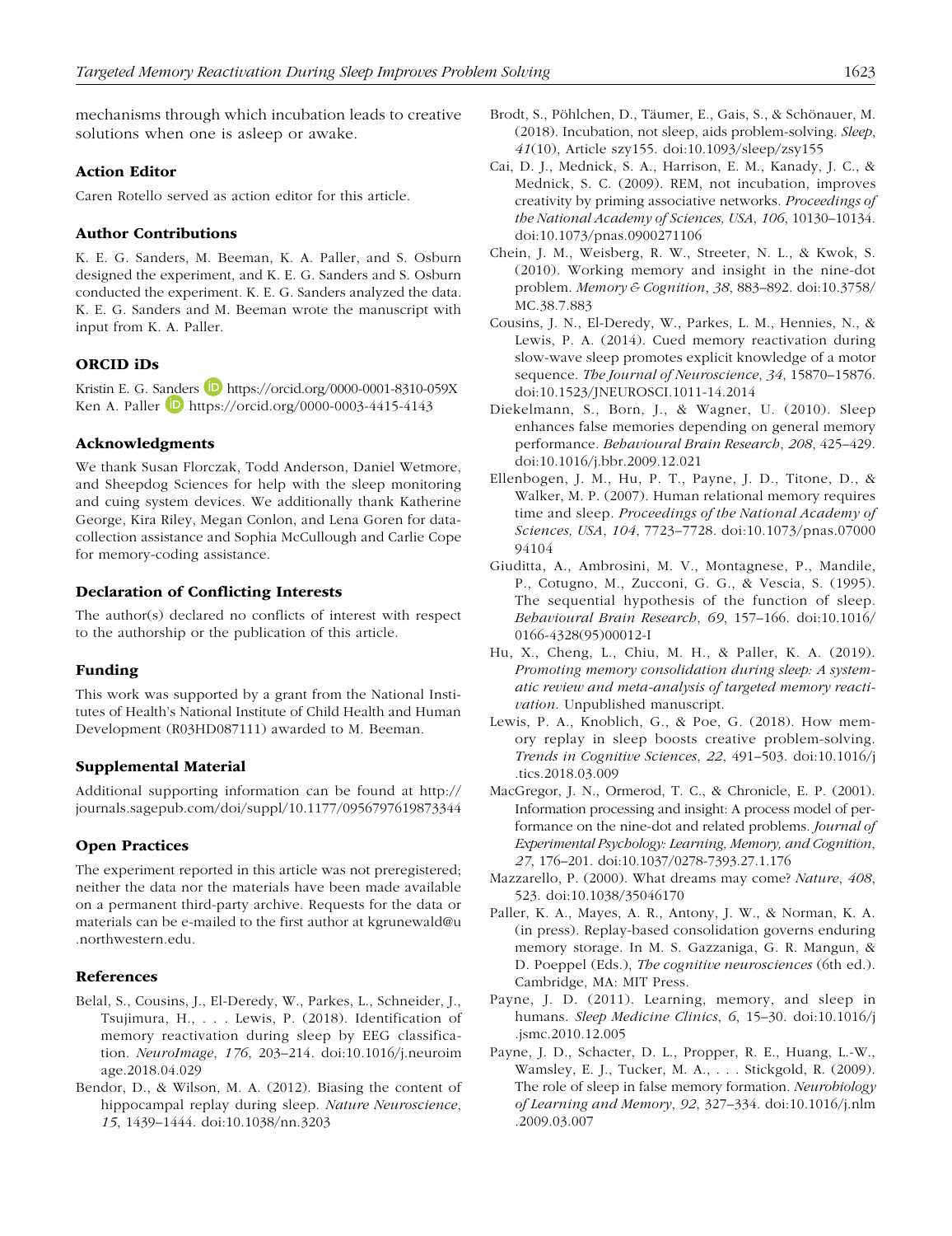mechanisms through which incubation leads to creative solutions when one is asleep or awake.

### Action Editor

Caren Rotello served as action editor for this article.

### Author Contributions

K. E. G. Sanders, M. Beeman, K. A. Paller, and S. Osburn designed the experiment, and K. E. G. Sanders and S. Osburn conducted the experiment. K. E. G. Sanders analyzed the data. K. E. G. Sanders and M. Beeman wrote the manuscript with input from K. A. Paller.

### ORCID iDs

Kristin E. G. Sanders https://orcid.org/0000-0001-8310-059X
Ken A. Paller https://orcid.org/0000-0003-4415-4143

### Acknowledgments

We thank Susan Florczak, Todd Anderson, Daniel Wetmore, and Sheepdog Sciences for help with the sleep monitoring and cuing system devices. We additionally thank Katherine George, Kira Riley, Megan Conlon, and Lena Goren for data-collection assistance and Sophia McCullough and Carlie Cope for memory-coding assistance.

### Declaration of Conflicting Interests

The author(s) declared no conflicts of interest with respect to the authorship or the publication of this article.

### Funding

This work was supported by a grant from the National Institutes of Health's National Institute of Child Health and Human Development (R03HD087111) awarded to M. Beeman.

### Supplemental Material

Additional supporting information can be found at http://journals.sagepub.com/doi/suppl/10.1177/0956797619873344

### Open Practices

The experiment reported in this article was not preregistered; neither the data nor the materials have been made available on a permanent third-party archive. Requests for the data or materials can be e-mailed to the first author at kgrunewald@u.northwestern.edu.

### References

Belal, S., Cousins, J., El-Deredy, W., Parkes, L., Schneider, J., Tsujimura, H., . . . Lewis, P. (2018). Identification of memory reactivation during sleep by EEG classification. *NeuroImage*, *176*, 203–214. doi:10.1016/j.neuroimage.2018.04.029

Bendor, D., & Wilson, M. A. (2012). Biasing the content of hippocampal replay during sleep. *Nature Neuroscience*, *15*, 1439–1444. doi:10.1038/nn.3203

Brodt, S., Pöhlchen, D., Täumer, E., Gais, S., & Schönauer, M. (2018). Incubation, not sleep, aids problem-solving. *Sleep*, *41*(10), Article szy155. doi:10.1093/sleep/zsy155

Cai, D. J., Mednick, S. A., Harrison, E. M., Kanady, J. C., & Mednick, S. C. (2009). REM, not incubation, improves creativity by priming associative networks. *Proceedings of the National Academy of Sciences, USA*, *106*, 10130–10134. doi:10.1073/pnas.0900271106

Chein, J. M., Weisberg, R. W., Streeter, N. L., & Kwok, S. (2010). Working memory and insight in the nine-dot problem. *Memory & Cognition*, *38*, 883–892. doi:10.3758/MC.38.7.883

Cousins, J. N., El-Deredy, W., Parkes, L. M., Hennies, N., & Lewis, P. A. (2014). Cued memory reactivation during slow-wave sleep promotes explicit knowledge of a motor sequence. *The Journal of Neuroscience*, *34*, 15870–15876. doi:10.1523/JNEUROSCI.1011-14.2014

Diekelmann, S., Born, J., & Wagner, U. (2010). Sleep enhances false memories depending on general memory performance. *Behavioural Brain Research*, *208*, 425–429. doi:10.1016/j.bbr.2009.12.021

Ellenbogen, J. M., Hu, P. T., Payne, J. D., Titone, D., & Walker, M. P. (2007). Human relational memory requires time and sleep. *Proceedings of the National Academy of Sciences, USA*, *104*, 7723–7728. doi:10.1073/pnas.0700094104

Giuditta, A., Ambrosini, M. V., Montagnese, P., Mandile, P., Cotugno, M., Zucconi, G. G., & Vescia, S. (1995). The sequential hypothesis of the function of sleep. *Behavioural Brain Research*, *69*, 157–166. doi:10.1016/0166-4328(95)00012-I

Hu, X., Cheng, L., Chiu, M. H., & Paller, K. A. (2019). *Promoting memory consolidation during sleep: A systematic review and meta-analysis of targeted memory reactivation*. Unpublished manuscript.

Lewis, P. A., Knoblich, G., & Poe, G. (2018). How memory replay in sleep boosts creative problem-solving. *Trends in Cognitive Sciences*, *22*, 491–503. doi:10.1016/j.tics.2018.03.009

MacGregor, J. N., Ormerod, T. C., & Chronicle, E. P. (2001). Information processing and insight: A process model of performance on the nine-dot and related problems. *Journal of Experimental Psychology: Learning, Memory, and Cognition*, *27*, 176–201. doi:10.1037/0278-7393.27.1.176

Mazzarello, P. (2000). What dreams may come? *Nature*, *408*, 523. doi:10.1038/35046170

Paller, K. A., Mayes, A. R., Antony, J. W., & Norman, K. A. (in press). Replay-based consolidation governs enduring memory storage. In M. S. Gazzaniga, G. R. Mangun, & D. Poeppel (Eds.), *The cognitive neurosciences* (6th ed.). Cambridge, MA: MIT Press.

Payne, J. D. (2011). Learning, memory, and sleep in humans. *Sleep Medicine Clinics*, *6*, 15–30. doi:10.1016/j.jsmc.2010.12.005

Payne, J. D., Schacter, D. L., Propper, R. E., Huang, L.-W., Wamsley, E. J., Tucker, M. A., . . . Stickgold, R. (2009). The role of sleep in false memory formation. *Neurobiology of Learning and Memory*, *92*, 327–334. doi:10.1016/j.nlm.2009.03.007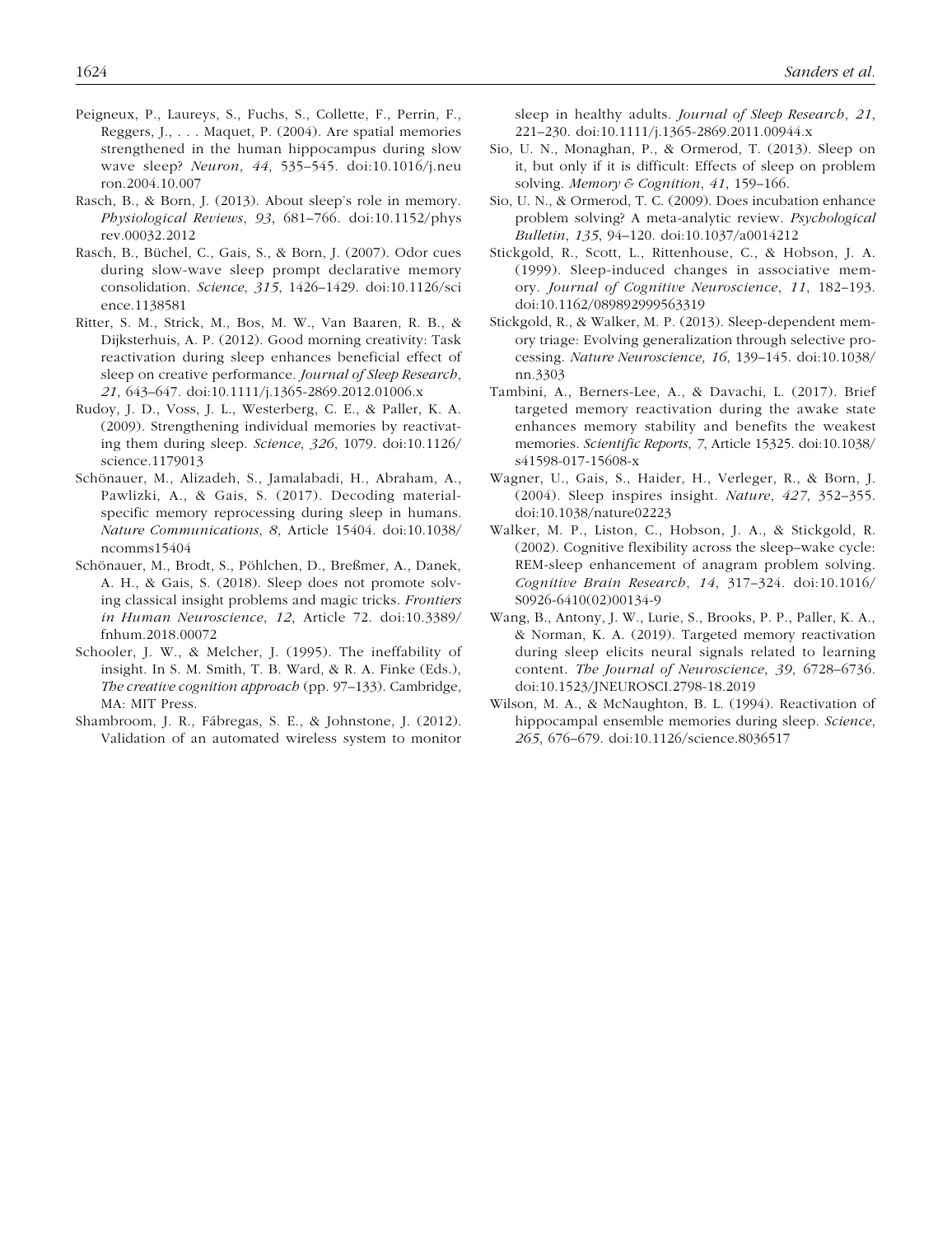Peigneux, P., Laureys, S., Fuchs, S., Collette, F., Perrin, F., Reggers, J., . . . Maquet, P. (2004). Are spatial memories strengthened in the human hippocampus during slow wave sleep? *Neuron*, *44*, 535–545. doi:10.1016/j.neuron.2004.10.007

Rasch, B., & Born, J. (2013). About sleep's role in memory. *Physiological Reviews*, *93*, 681–766. doi:10.1152/physrev.00032.2012

Rasch, B., Büchel, C., Gais, S., & Born, J. (2007). Odor cues during slow-wave sleep prompt declarative memory consolidation. *Science*, *315*, 1426–1429. doi:10.1126/science.1138581

Ritter, S. M., Strick, M., Bos, M. W., Van Baaren, R. B., & Dijksterhuis, A. P. (2012). Good morning creativity: Task reactivation during sleep enhances beneficial effect of sleep on creative performance. *Journal of Sleep Research*, *21*, 643–647. doi:10.1111/j.1365-2869.2012.01006.x

Rudoy, J. D., Voss, J. L., Westerberg, C. E., & Paller, K. A. (2009). Strengthening individual memories by reactivating them during sleep. *Science*, *326*, 1079. doi:10.1126/science.1179013

Schönauer, M., Alizadeh, S., Jamalabadi, H., Abraham, A., Pawlizki, A., & Gais, S. (2017). Decoding material-specific memory reprocessing during sleep in humans. *Nature Communications*, *8*, Article 15404. doi:10.1038/ncomms15404

Schönauer, M., Brodt, S., Pöhlchen, D., Breßmer, A., Danek, A. H., & Gais, S. (2018). Sleep does not promote solving classical insight problems and magic tricks. *Frontiers in Human Neuroscience*, *12*, Article 72. doi:10.3389/fnhum.2018.00072

Schooler, J. W., & Melcher, J. (1995). The ineffability of insight. In S. M. Smith, T. B. Ward, & R. A. Finke (Eds.), *The creative cognition approach* (pp. 97–133). Cambridge, MA: MIT Press.

Shambroom, J. R., Fábregas, S. E., & Johnstone, J. (2012). Validation of an automated wireless system to monitor sleep in healthy adults. *Journal of Sleep Research*, *21*, 221–230. doi:10.1111/j.1365-2869.2011.00944.x

Sio, U. N., Monaghan, P., & Ormerod, T. (2013). Sleep on it, but only if it is difficult: Effects of sleep on problem solving. *Memory & Cognition*, *41*, 159–166.

Sio, U. N., & Ormerod, T. C. (2009). Does incubation enhance problem solving? A meta-analytic review. *Psychological Bulletin*, *135*, 94–120. doi:10.1037/a0014212

Stickgold, R., Scott, L., Rittenhouse, C., & Hobson, J. A. (1999). Sleep-induced changes in associative memory. *Journal of Cognitive Neuroscience*, *11*, 182–193. doi:10.1162/089892999563319

Stickgold, R., & Walker, M. P. (2013). Sleep-dependent memory triage: Evolving generalization through selective processing. *Nature Neuroscience*, *16*, 139–145. doi:10.1038/nn.3303

Tambini, A., Berners-Lee, A., & Davachi, L. (2017). Brief targeted memory reactivation during the awake state enhances memory stability and benefits the weakest memories. *Scientific Reports*, *7*, Article 15325. doi:10.1038/s41598-017-15608-x

Wagner, U., Gais, S., Haider, H., Verleger, R., & Born, J. (2004). Sleep inspires insight. *Nature*, *427*, 352–355. doi:10.1038/nature02223

Walker, M. P., Liston, C., Hobson, J. A., & Stickgold, R. (2002). Cognitive flexibility across the sleep–wake cycle: REM-sleep enhancement of anagram problem solving. *Cognitive Brain Research*, *14*, 317–324. doi:10.1016/S0926-6410(02)00134-9

Wang, B., Antony, J. W., Lurie, S., Brooks, P. P., Paller, K. A., & Norman, K. A. (2019). Targeted memory reactivation during sleep elicits neural signals related to learning content. *The Journal of Neuroscience*, *39*, 6728–6736. doi:10.1523/JNEUROSCI.2798-18.2019

Wilson, M. A., & McNaughton, B. L. (1994). Reactivation of hippocampal ensemble memories during sleep. *Science*, *265*, 676–679. doi:10.1126/science.8036517